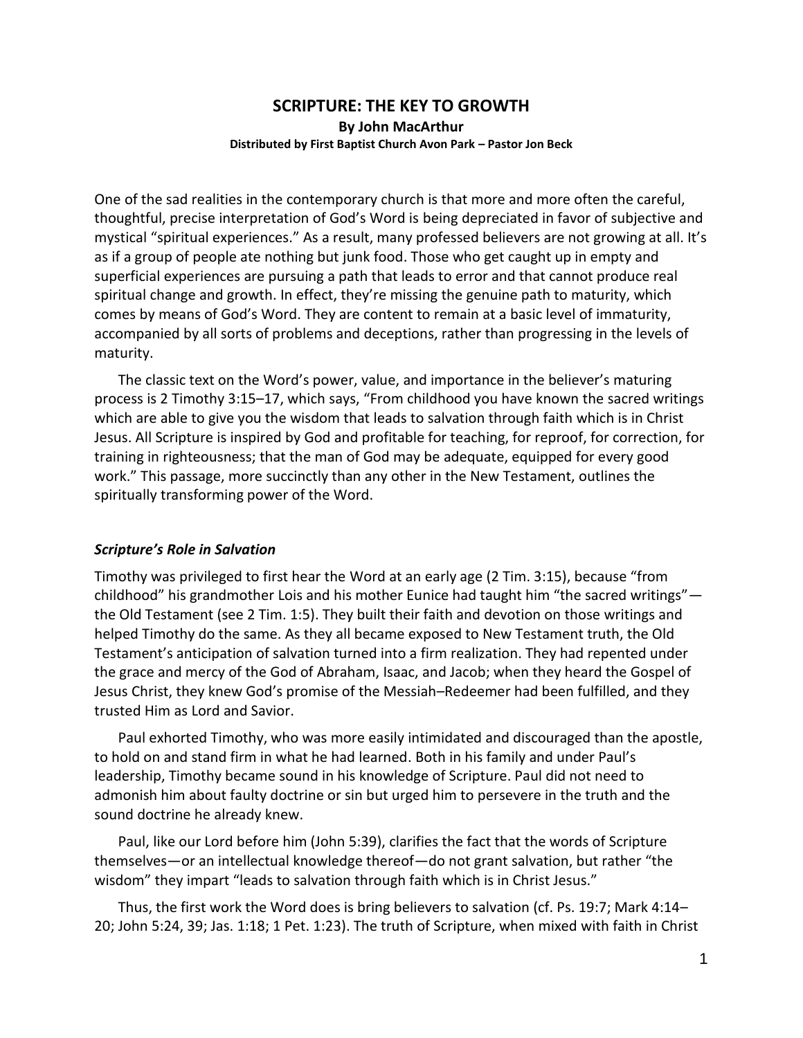# SCRIPTURE: THE KEY TO GROWTH

**By John MacArthur**

**Distributed by First Baptist Church Avon Park – Pastor Jon Beck**

One of the sad realities in the contemporary church is that more and more often the careful, thoughtful, precise interpretation of God's Word is being depreciated in favor of subjective and mystical "spiritual experiences." As a result, many professed believers are not growing at all. It's as if a group of people ate nothing but junk food. Those who get caught up in empty and superficial experiences are pursuing a path that leads to error and that cannot produce real spiritual change and growth. In effect, they're missing the genuine path to maturity, which comes by means of God's Word. They are content to remain at a basic level of immaturity, accompanied by all sorts of problems and deceptions, rather than progressing in the levels of maturity.

The classic text on the Word's power, value, and importance in the believer's maturing process is 2 Timothy 3:15–17, which says, "From childhood you have known the sacred writings which are able to give you the wisdom that leads to salvation through faith which is in Christ Jesus. All Scripture is inspired by God and profitable for teaching, for reproof, for correction, for training in righteousness; that the man of God may be adequate, equipped for every good work." This passage, more succinctly than any other in the New Testament, outlines the spiritually transforming power of the Word.

### *Scripture's Role in Salvation*

Timothy was privileged to first hear the Word at an early age (2 Tim. 3:15), because "from childhood" his grandmother Lois and his mother Eunice had taught him "the sacred writings"—the Old Testament (see 2 Tim. 1:5). They built their faith and devotion on those writings and helped Timothy do the same. As they all became exposed to New Testament truth, the Old Testament's anticipation of salvation turned into a firm realization. They had repented under the grace and mercy of the God of Abraham, Isaac, and Jacob; when they heard the Gospel of Jesus Christ, they knew God's promise of the Messiah–Redeemer had been fulfilled, and they trusted Him as Lord and Savior.

Paul exhorted Timothy, who was more easily intimidated and discouraged than the apostle, to hold on and stand firm in what he had learned. Both in his family and under Paul's leadership, Timothy became sound in his knowledge of Scripture. Paul did not need to admonish him about faulty doctrine or sin but urged him to persevere in the truth and the sound doctrine he already knew.

Paul, like our Lord before him (John 5:39), clarifies the fact that the words of Scripture themselves—or an intellectual knowledge thereof—do not grant salvation, but rather "the wisdom" they impart "leads to salvation through faith which is in Christ Jesus."

Thus, the first work the Word does is bring believers to salvation (cf. Ps. 19:7; Mark 4:14–20; John 5:24, 39; Jas. 1:18; 1 Pet. 1:23). The truth of Scripture, when mixed with faith in Christ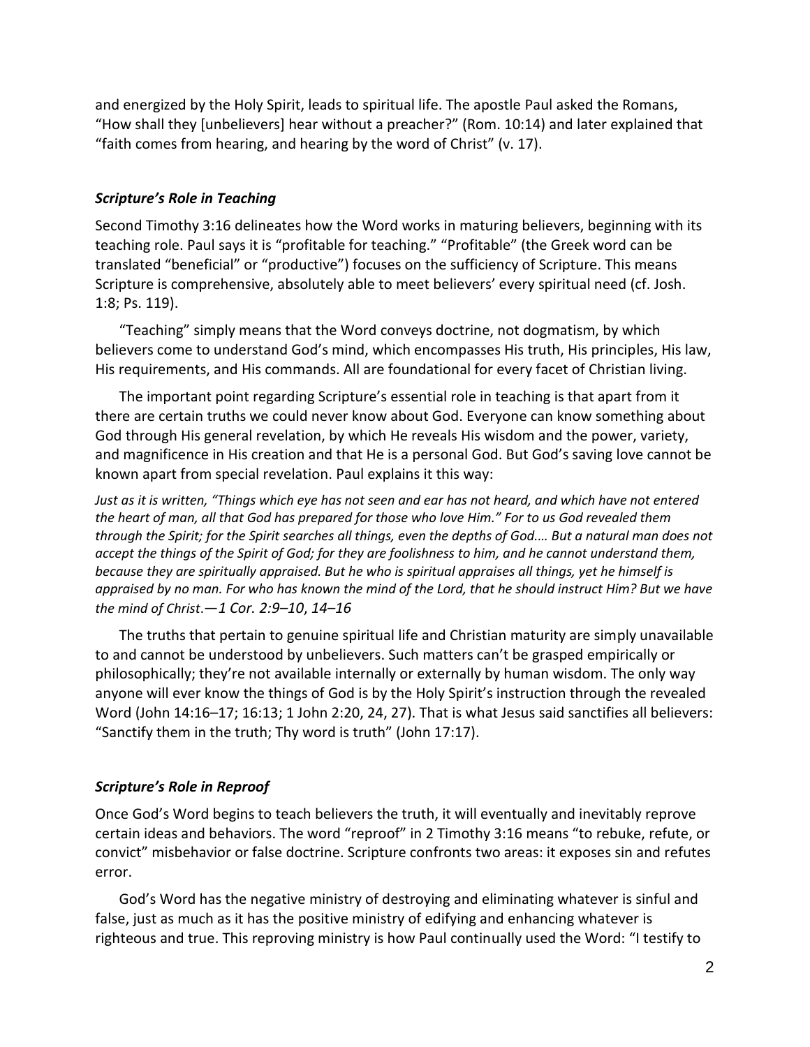and energized by the Holy Spirit, leads to spiritual life. The apostle Paul asked the Romans, "How shall they [unbelievers] hear without a preacher?" (Rom. 10:14) and later explained that "faith comes from hearing, and hearing by the word of Christ" (v. 17).

### *Scripture's Role in Teaching*

Second Timothy 3:16 delineates how the Word works in maturing believers, beginning with its teaching role. Paul says it is "profitable for teaching." "Profitable" (the Greek word can be translated "beneficial" or "productive") focuses on the sufficiency of Scripture. This means Scripture is comprehensive, absolutely able to meet believers' every spiritual need (cf. Josh. 1:8; Ps. 119).

"Teaching" simply means that the Word conveys doctrine, not dogmatism, by which believers come to understand God's mind, which encompasses His truth, His principles, His law, His requirements, and His commands. All are foundational for every facet of Christian living.

The important point regarding Scripture's essential role in teaching is that apart from it there are certain truths we could never know about God. Everyone can know something about God through His general revelation, by which He reveals His wisdom and the power, variety, and magnificence in His creation and that He is a personal God. But God's saving love cannot be known apart from special revelation. Paul explains it this way:

*Just as it is written, "Things which eye has not seen and ear has not heard, and which have not entered the heart of man, all that God has prepared for those who love Him." For to us God revealed them through the Spirit; for the Spirit searches all things, even the depths of God.… But a natural man does not accept the things of the Spirit of God; for they are foolishness to him, and he cannot understand them, because they are spiritually appraised. But he who is spiritual appraises all things, yet he himself is appraised by no man. For who has known the mind of the Lord, that he should instruct Him? But we have the mind of Christ.—1 Cor. 2:9–10, 14–16*

The truths that pertain to genuine spiritual life and Christian maturity are simply unavailable to and cannot be understood by unbelievers. Such matters can't be grasped empirically or philosophically; they're not available internally or externally by human wisdom. The only way anyone will ever know the things of God is by the Holy Spirit's instruction through the revealed Word (John 14:16–17; 16:13; 1 John 2:20, 24, 27). That is what Jesus said sanctifies all believers: "Sanctify them in the truth; Thy word is truth" (John 17:17).

### *Scripture's Role in Reproof*

Once God's Word begins to teach believers the truth, it will eventually and inevitably reprove certain ideas and behaviors. The word "reproof" in 2 Timothy 3:16 means "to rebuke, refute, or convict" misbehavior or false doctrine. Scripture confronts two areas: it exposes sin and refutes error.

God's Word has the negative ministry of destroying and eliminating whatever is sinful and false, just as much as it has the positive ministry of edifying and enhancing whatever is righteous and true. This reproving ministry is how Paul continually used the Word: "I testify to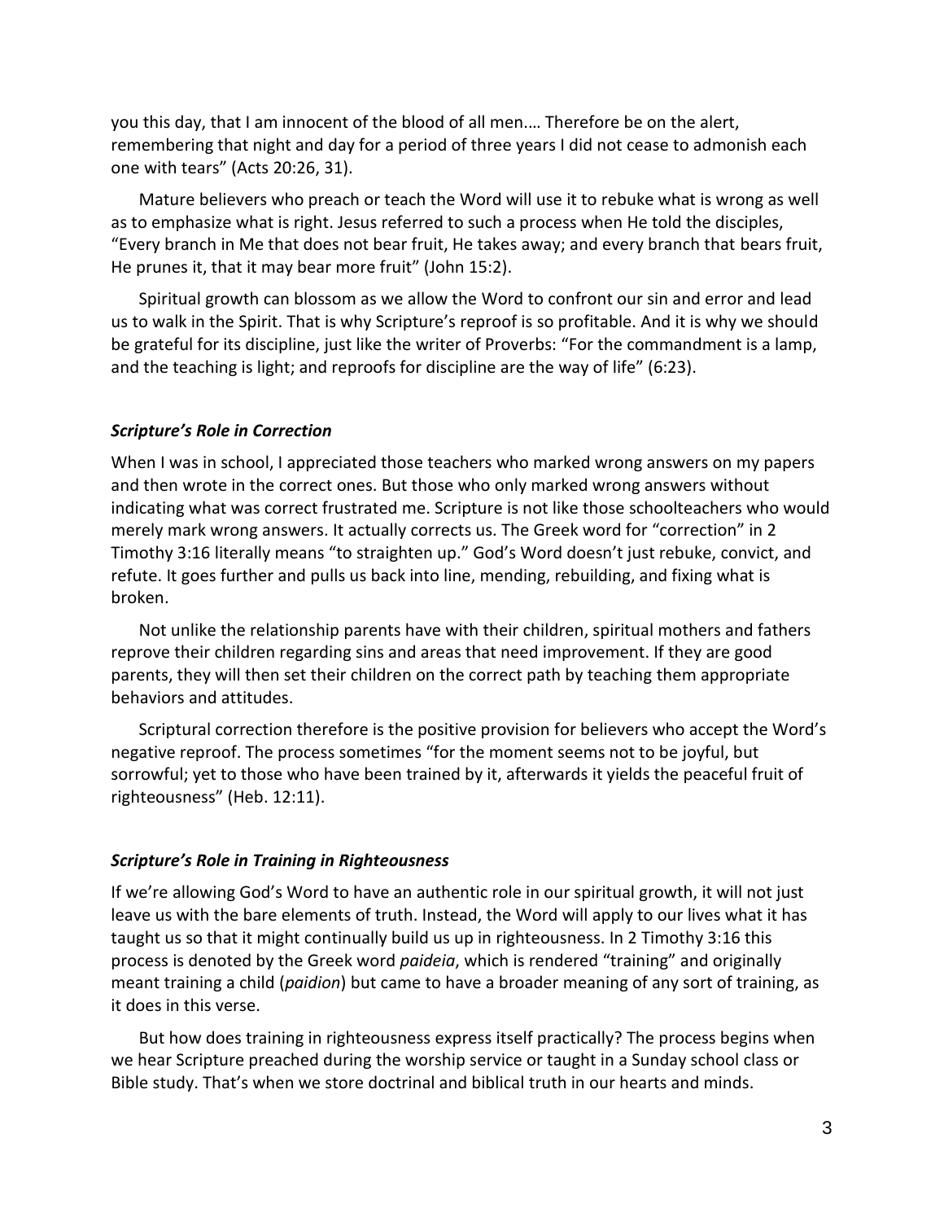you this day, that I am innocent of the blood of all men.… Therefore be on the alert, remembering that night and day for a period of three years I did not cease to admonish each one with tears" (Acts 20:26, 31).

Mature believers who preach or teach the Word will use it to rebuke what is wrong as well as to emphasize what is right. Jesus referred to such a process when He told the disciples, "Every branch in Me that does not bear fruit, He takes away; and every branch that bears fruit, He prunes it, that it may bear more fruit" (John 15:2).

Spiritual growth can blossom as we allow the Word to confront our sin and error and lead us to walk in the Spirit. That is why Scripture's reproof is so profitable. And it is why we should be grateful for its discipline, just like the writer of Proverbs: "For the commandment is a lamp, and the teaching is light; and reproofs for discipline are the way of life" (6:23).

### *Scripture's Role in Correction*

When I was in school, I appreciated those teachers who marked wrong answers on my papers and then wrote in the correct ones. But those who only marked wrong answers without indicating what was correct frustrated me. Scripture is not like those schoolteachers who would merely mark wrong answers. It actually corrects us. The Greek word for "correction" in 2 Timothy 3:16 literally means "to straighten up." God's Word doesn't just rebuke, convict, and refute. It goes further and pulls us back into line, mending, rebuilding, and fixing what is broken.

Not unlike the relationship parents have with their children, spiritual mothers and fathers reprove their children regarding sins and areas that need improvement. If they are good parents, they will then set their children on the correct path by teaching them appropriate behaviors and attitudes.

Scriptural correction therefore is the positive provision for believers who accept the Word's negative reproof. The process sometimes "for the moment seems not to be joyful, but sorrowful; yet to those who have been trained by it, afterwards it yields the peaceful fruit of righteousness" (Heb. 12:11).

### *Scripture's Role in Training in Righteousness*

If we're allowing God's Word to have an authentic role in our spiritual growth, it will not just leave us with the bare elements of truth. Instead, the Word will apply to our lives what it has taught us so that it might continually build us up in righteousness. In 2 Timothy 3:16 this process is denoted by the Greek word *paideia*, which is rendered "training" and originally meant training a child (*paidion*) but came to have a broader meaning of any sort of training, as it does in this verse.

But how does training in righteousness express itself practically? The process begins when we hear Scripture preached during the worship service or taught in a Sunday school class or Bible study. That's when we store doctrinal and biblical truth in our hearts and minds.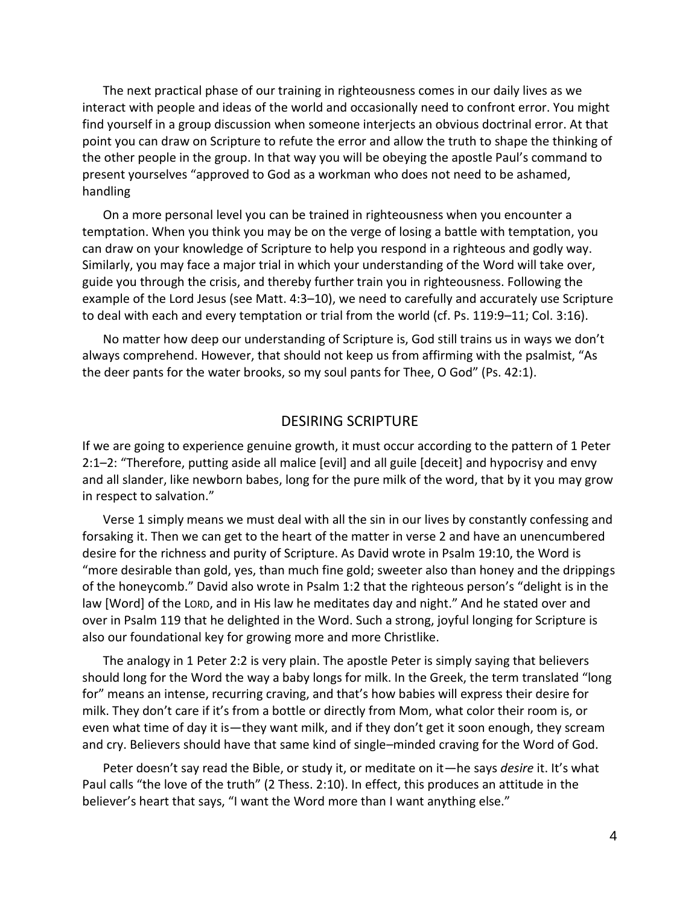The next practical phase of our training in righteousness comes in our daily lives as we interact with people and ideas of the world and occasionally need to confront error. You might find yourself in a group discussion when someone interjects an obvious doctrinal error. At that point you can draw on Scripture to refute the error and allow the truth to shape the thinking of the other people in the group. In that way you will be obeying the apostle Paul's command to present yourselves "approved to God as a workman who does not need to be ashamed, handling

On a more personal level you can be trained in righteousness when you encounter a temptation. When you think you may be on the verge of losing a battle with temptation, you can draw on your knowledge of Scripture to help you respond in a righteous and godly way. Similarly, you may face a major trial in which your understanding of the Word will take over, guide you through the crisis, and thereby further train you in righteousness. Following the example of the Lord Jesus (see Matt. 4:3–10), we need to carefully and accurately use Scripture to deal with each and every temptation or trial from the world (cf. Ps. 119:9–11; Col. 3:16).

No matter how deep our understanding of Scripture is, God still trains us in ways we don't always comprehend. However, that should not keep us from affirming with the psalmist, "As the deer pants for the water brooks, so my soul pants for Thee, O God" (Ps. 42:1).

## DESIRING SCRIPTURE

If we are going to experience genuine growth, it must occur according to the pattern of 1 Peter 2:1–2: "Therefore, putting aside all malice [evil] and all guile [deceit] and hypocrisy and envy and all slander, like newborn babes, long for the pure milk of the word, that by it you may grow in respect to salvation."

Verse 1 simply means we must deal with all the sin in our lives by constantly confessing and forsaking it. Then we can get to the heart of the matter in verse 2 and have an unencumbered desire for the richness and purity of Scripture. As David wrote in Psalm 19:10, the Word is "more desirable than gold, yes, than much fine gold; sweeter also than honey and the drippings of the honeycomb." David also wrote in Psalm 1:2 that the righteous person's "delight is in the law [Word] of the LORD, and in His law he meditates day and night." And he stated over and over in Psalm 119 that he delighted in the Word. Such a strong, joyful longing for Scripture is also our foundational key for growing more and more Christlike.

The analogy in 1 Peter 2:2 is very plain. The apostle Peter is simply saying that believers should long for the Word the way a baby longs for milk. In the Greek, the term translated "long for" means an intense, recurring craving, and that's how babies will express their desire for milk. They don't care if it's from a bottle or directly from Mom, what color their room is, or even what time of day it is—they want milk, and if they don't get it soon enough, they scream and cry. Believers should have that same kind of single–minded craving for the Word of God.

Peter doesn't say read the Bible, or study it, or meditate on it—he says *desire* it. It's what Paul calls "the love of the truth" (2 Thess. 2:10). In effect, this produces an attitude in the believer's heart that says, "I want the Word more than I want anything else."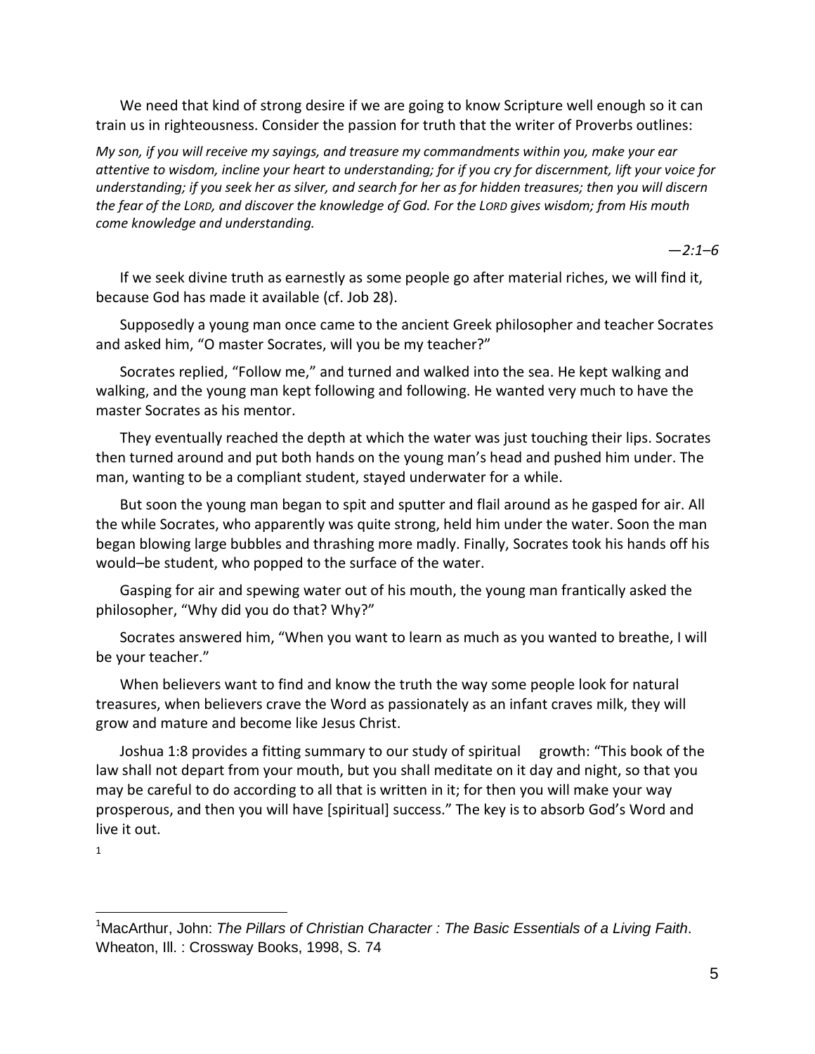We need that kind of strong desire if we are going to know Scripture well enough so it can train us in righteousness. Consider the passion for truth that the writer of Proverbs outlines:

*My son, if you will receive my sayings, and treasure my commandments within you, make your ear attentive to wisdom, incline your heart to understanding; for if you cry for discernment, lift your voice for understanding; if you seek her as silver, and search for her as for hidden treasures; then you will discern the fear of the LORD, and discover the knowledge of God. For the LORD gives wisdom; from His mouth come knowledge and understanding.*

*—2:1–6*

If we seek divine truth as earnestly as some people go after material riches, we will find it, because God has made it available (cf. Job 28).

Supposedly a young man once came to the ancient Greek philosopher and teacher Socrates and asked him, "O master Socrates, will you be my teacher?"

Socrates replied, "Follow me," and turned and walked into the sea. He kept walking and walking, and the young man kept following and following. He wanted very much to have the master Socrates as his mentor.

They eventually reached the depth at which the water was just touching their lips. Socrates then turned around and put both hands on the young man's head and pushed him under. The man, wanting to be a compliant student, stayed underwater for a while.

But soon the young man began to spit and sputter and flail around as he gasped for air. All the while Socrates, who apparently was quite strong, held him under the water. Soon the man began blowing large bubbles and thrashing more madly. Finally, Socrates took his hands off his would–be student, who popped to the surface of the water.

Gasping for air and spewing water out of his mouth, the young man frantically asked the philosopher, "Why did you do that? Why?"

Socrates answered him, "When you want to learn as much as you wanted to breathe, I will be your teacher."

When believers want to find and know the truth the way some people look for natural treasures, when believers crave the Word as passionately as an infant craves milk, they will grow and mature and become like Jesus Christ.

Joshua 1:8 provides a fitting summary to our study of spiritual growth: "This book of the law shall not depart from your mouth, but you shall meditate on it day and night, so that you may be careful to do according to all that is written in it; for then you will make your way prosperous, and then you will have [spiritual] success." The key is to absorb God's Word and live it out.

[1]

[1] MacArthur, John: *The Pillars of Christian Character : The Basic Essentials of a Living Faith*. Wheaton, Ill. : Crossway Books, 1998, S. 74